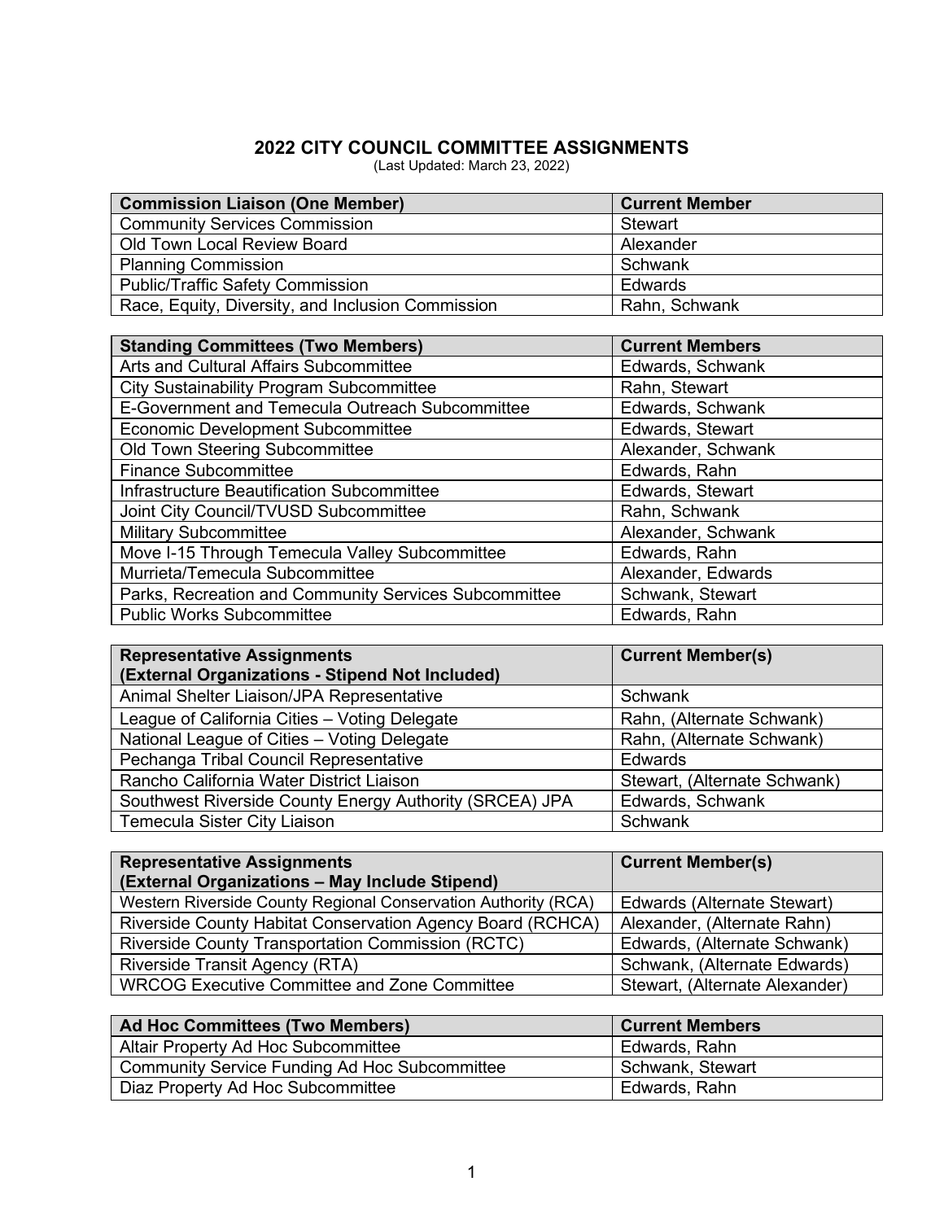# 2022 CITY COUNCIL COMMITTEE ASSIGNMENTS

(Last Updated: March 23, 2022)

| Commission Liaison (One Member) | Current Member |
|---|---|
| Community Services Commission | Stewart |
| Old Town Local Review Board | Alexander |
| Planning Commission | Schwank |
| Public/Traffic Safety Commission | Edwards |
| Race, Equity, Diversity, and Inclusion Commission | Rahn, Schwank |

| Standing Committees (Two Members) | Current Members |
|---|---|
| Arts and Cultural Affairs Subcommittee | Edwards, Schwank |
| City Sustainability Program Subcommittee | Rahn, Stewart |
| E-Government and Temecula Outreach Subcommittee | Edwards, Schwank |
| Economic Development Subcommittee | Edwards, Stewart |
| Old Town Steering Subcommittee | Alexander, Schwank |
| Finance Subcommittee | Edwards, Rahn |
| Infrastructure Beautification Subcommittee | Edwards, Stewart |
| Joint City Council/TVUSD Subcommittee | Rahn, Schwank |
| Military Subcommittee | Alexander, Schwank |
| Move I-15 Through Temecula Valley Subcommittee | Edwards, Rahn |
| Murrieta/Temecula Subcommittee | Alexander, Edwards |
| Parks, Recreation and Community Services Subcommittee | Schwank, Stewart |
| Public Works Subcommittee | Edwards, Rahn |

| Representative Assignments (External Organizations - Stipend Not Included) | Current Member(s) |
|---|---|
| Animal Shelter Liaison/JPA Representative | Schwank |
| League of California Cities – Voting Delegate | Rahn, (Alternate Schwank) |
| National League of Cities – Voting Delegate | Rahn, (Alternate Schwank) |
| Pechanga Tribal Council Representative | Edwards |
| Rancho California Water District Liaison | Stewart, (Alternate Schwank) |
| Southwest Riverside County Energy Authority (SRCEA) JPA | Edwards, Schwank |
| Temecula Sister City Liaison | Schwank |

| Representative Assignments (External Organizations – May Include Stipend) | Current Member(s) |
|---|---|
| Western Riverside County Regional Conservation Authority (RCA) | Edwards (Alternate Stewart) |
| Riverside County Habitat Conservation Agency Board (RCHCA) | Alexander, (Alternate Rahn) |
| Riverside County Transportation Commission (RCTC) | Edwards, (Alternate Schwank) |
| Riverside Transit Agency (RTA) | Schwank, (Alternate Edwards) |
| WRCOG Executive Committee and Zone Committee | Stewart, (Alternate Alexander) |

| Ad Hoc Committees (Two Members) | Current Members |
|---|---|
| Altair Property Ad Hoc Subcommittee | Edwards, Rahn |
| Community Service Funding Ad Hoc Subcommittee | Schwank, Stewart |
| Diaz Property Ad Hoc Subcommittee | Edwards, Rahn |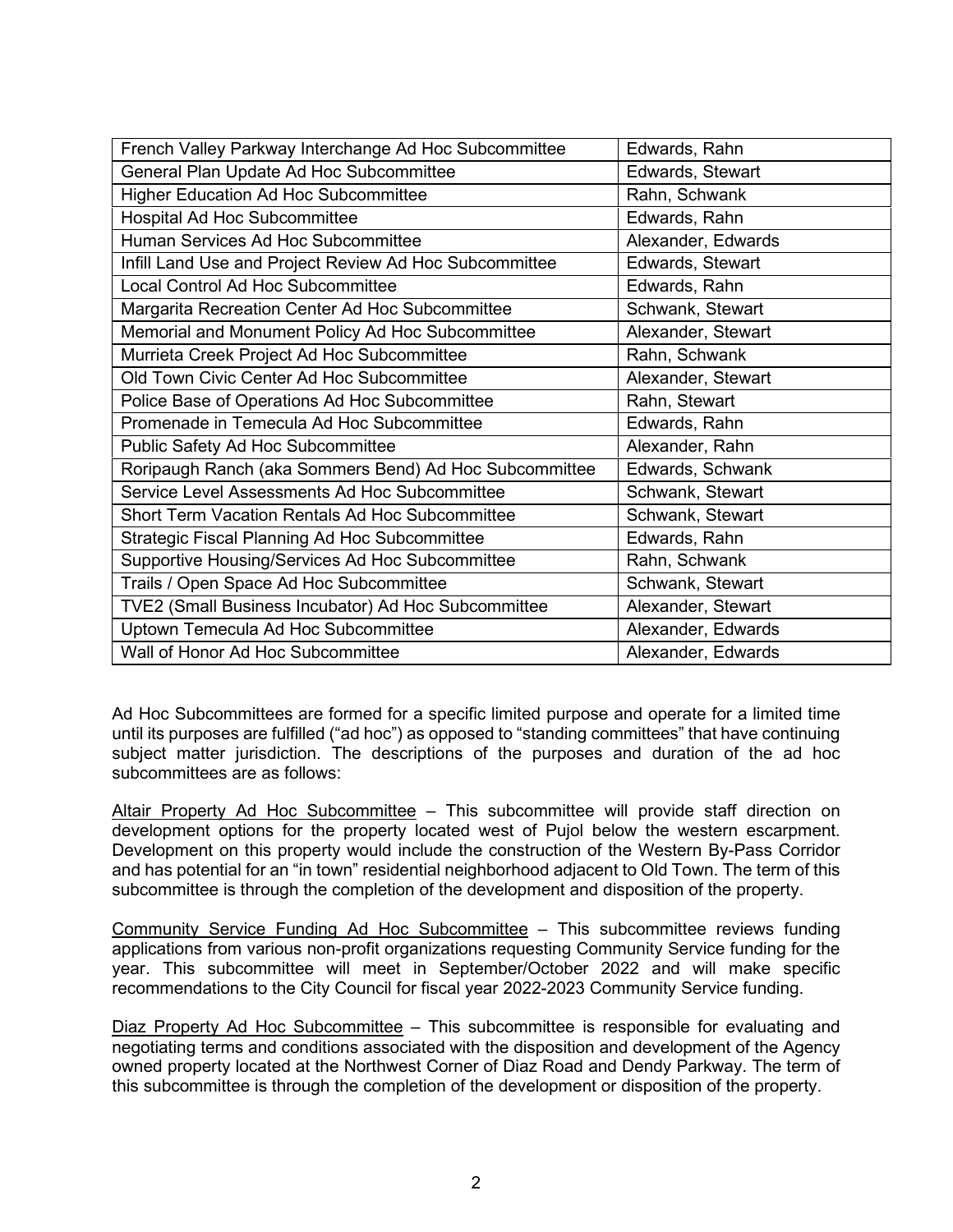| | |
|---|---|
| French Valley Parkway Interchange Ad Hoc Subcommittee | Edwards, Rahn |
| General Plan Update Ad Hoc Subcommittee | Edwards, Stewart |
| Higher Education Ad Hoc Subcommittee | Rahn, Schwank |
| Hospital Ad Hoc Subcommittee | Edwards, Rahn |
| Human Services Ad Hoc Subcommittee | Alexander, Edwards |
| Infill Land Use and Project Review Ad Hoc Subcommittee | Edwards, Stewart |
| Local Control Ad Hoc Subcommittee | Edwards, Rahn |
| Margarita Recreation Center Ad Hoc Subcommittee | Schwank, Stewart |
| Memorial and Monument Policy Ad Hoc Subcommittee | Alexander, Stewart |
| Murrieta Creek Project Ad Hoc Subcommittee | Rahn, Schwank |
| Old Town Civic Center Ad Hoc Subcommittee | Alexander, Stewart |
| Police Base of Operations Ad Hoc Subcommittee | Rahn, Stewart |
| Promenade in Temecula Ad Hoc Subcommittee | Edwards, Rahn |
| Public Safety Ad Hoc Subcommittee | Alexander, Rahn |
| Roripaugh Ranch (aka Sommers Bend) Ad Hoc Subcommittee | Edwards, Schwank |
| Service Level Assessments Ad Hoc Subcommittee | Schwank, Stewart |
| Short Term Vacation Rentals Ad Hoc Subcommittee | Schwank, Stewart |
| Strategic Fiscal Planning Ad Hoc Subcommittee | Edwards, Rahn |
| Supportive Housing/Services Ad Hoc Subcommittee | Rahn, Schwank |
| Trails / Open Space Ad Hoc Subcommittee | Schwank, Stewart |
| TVE2 (Small Business Incubator) Ad Hoc Subcommittee | Alexander, Stewart |
| Uptown Temecula Ad Hoc Subcommittee | Alexander, Edwards |
| Wall of Honor Ad Hoc Subcommittee | Alexander, Edwards |

Ad Hoc Subcommittees are formed for a specific limited purpose and operate for a limited time until its purposes are fulfilled ("ad hoc") as opposed to "standing committees" that have continuing subject matter jurisdiction. The descriptions of the purposes and duration of the ad hoc subcommittees are as follows:

<u>Altair Property Ad Hoc Subcommittee</u> – This subcommittee will provide staff direction on development options for the property located west of Pujol below the western escarpment. Development on this property would include the construction of the Western By-Pass Corridor and has potential for an "in town" residential neighborhood adjacent to Old Town. The term of this subcommittee is through the completion of the development and disposition of the property.

<u>Community Service Funding Ad Hoc Subcommittee</u> – This subcommittee reviews funding applications from various non-profit organizations requesting Community Service funding for the year. This subcommittee will meet in September/October 2022 and will make specific recommendations to the City Council for fiscal year 2022-2023 Community Service funding.

<u>Diaz Property Ad Hoc Subcommittee</u> – This subcommittee is responsible for evaluating and negotiating terms and conditions associated with the disposition and development of the Agency owned property located at the Northwest Corner of Diaz Road and Dendy Parkway. The term of this subcommittee is through the completion of the development or disposition of the property.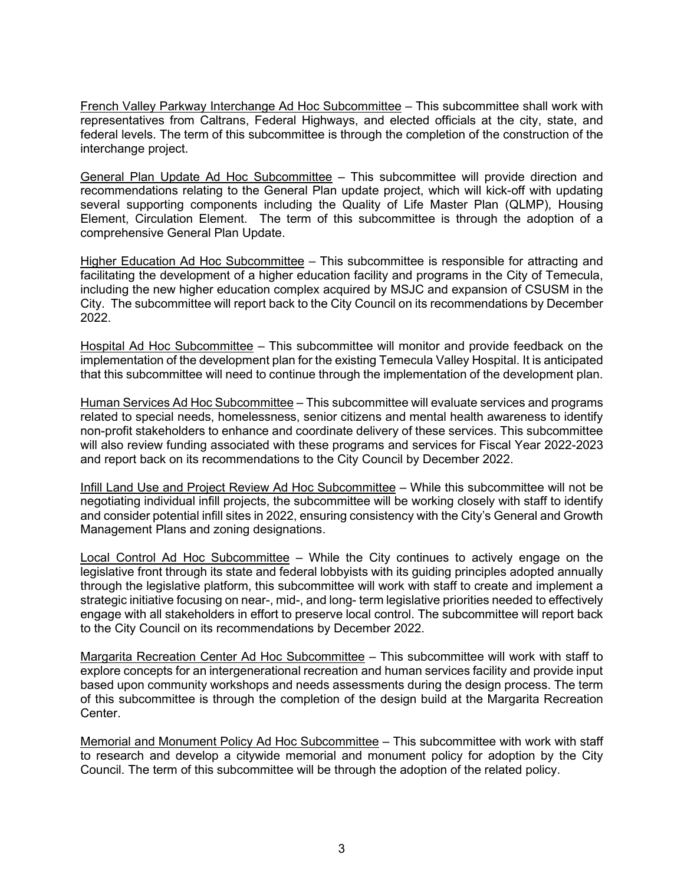French Valley Parkway Interchange Ad Hoc Subcommittee – This subcommittee shall work with representatives from Caltrans, Federal Highways, and elected officials at the city, state, and federal levels. The term of this subcommittee is through the completion of the construction of the interchange project.

General Plan Update Ad Hoc Subcommittee – This subcommittee will provide direction and recommendations relating to the General Plan update project, which will kick-off with updating several supporting components including the Quality of Life Master Plan (QLMP), Housing Element, Circulation Element. The term of this subcommittee is through the adoption of a comprehensive General Plan Update.

Higher Education Ad Hoc Subcommittee – This subcommittee is responsible for attracting and facilitating the development of a higher education facility and programs in the City of Temecula, including the new higher education complex acquired by MSJC and expansion of CSUSM in the City. The subcommittee will report back to the City Council on its recommendations by December 2022.

Hospital Ad Hoc Subcommittee – This subcommittee will monitor and provide feedback on the implementation of the development plan for the existing Temecula Valley Hospital. It is anticipated that this subcommittee will need to continue through the implementation of the development plan.

Human Services Ad Hoc Subcommittee – This subcommittee will evaluate services and programs related to special needs, homelessness, senior citizens and mental health awareness to identify non-profit stakeholders to enhance and coordinate delivery of these services. This subcommittee will also review funding associated with these programs and services for Fiscal Year 2022-2023 and report back on its recommendations to the City Council by December 2022.

Infill Land Use and Project Review Ad Hoc Subcommittee – While this subcommittee will not be negotiating individual infill projects, the subcommittee will be working closely with staff to identify and consider potential infill sites in 2022, ensuring consistency with the City's General and Growth Management Plans and zoning designations.

Local Control Ad Hoc Subcommittee – While the City continues to actively engage on the legislative front through its state and federal lobbyists with its guiding principles adopted annually through the legislative platform, this subcommittee will work with staff to create and implement a strategic initiative focusing on near-, mid-, and long- term legislative priorities needed to effectively engage with all stakeholders in effort to preserve local control. The subcommittee will report back to the City Council on its recommendations by December 2022.

Margarita Recreation Center Ad Hoc Subcommittee – This subcommittee will work with staff to explore concepts for an intergenerational recreation and human services facility and provide input based upon community workshops and needs assessments during the design process. The term of this subcommittee is through the completion of the design build at the Margarita Recreation Center.

Memorial and Monument Policy Ad Hoc Subcommittee – This subcommittee with work with staff to research and develop a citywide memorial and monument policy for adoption by the City Council. The term of this subcommittee will be through the adoption of the related policy.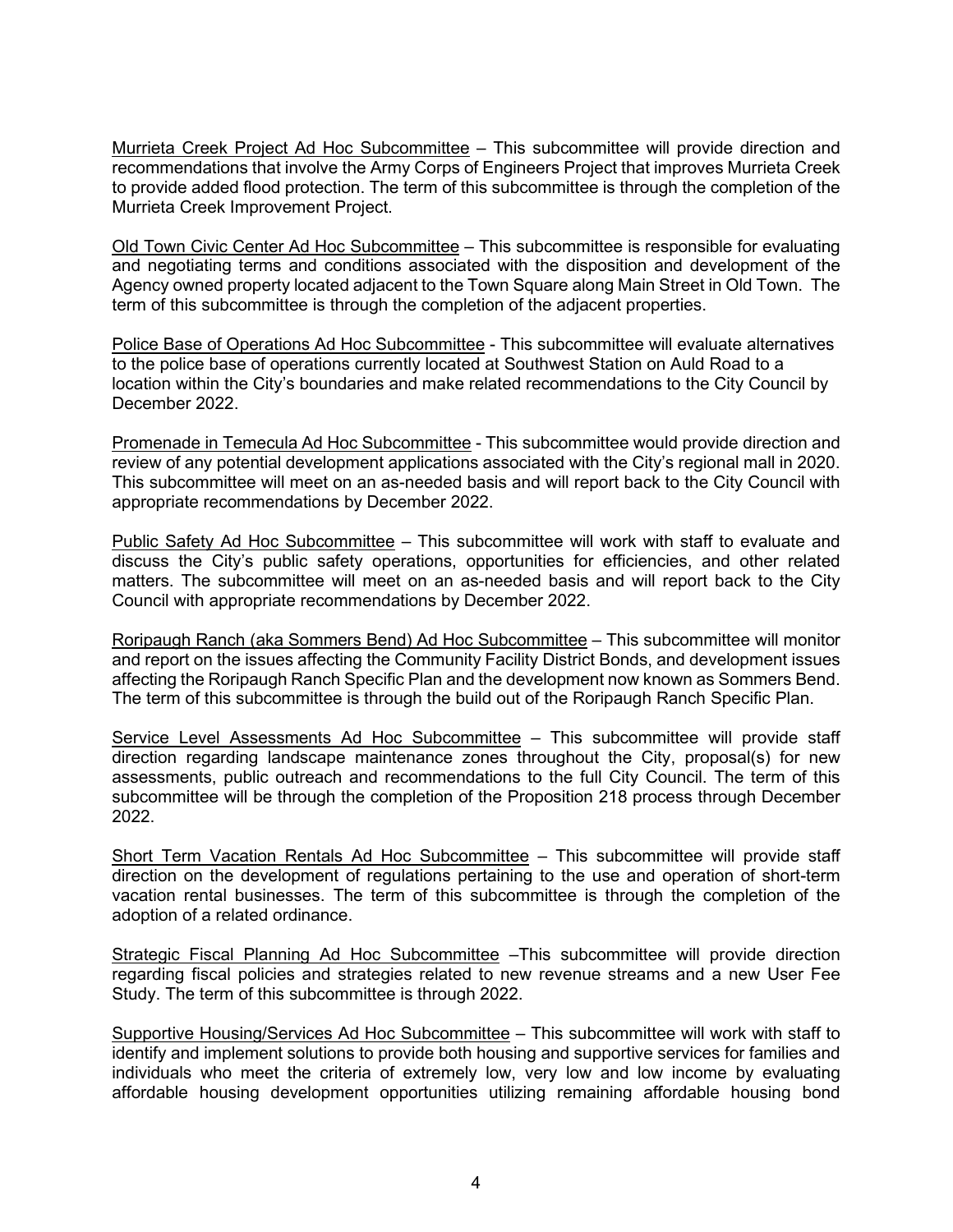Murrieta Creek Project Ad Hoc Subcommittee – This subcommittee will provide direction and recommendations that involve the Army Corps of Engineers Project that improves Murrieta Creek to provide added flood protection. The term of this subcommittee is through the completion of the Murrieta Creek Improvement Project.

Old Town Civic Center Ad Hoc Subcommittee – This subcommittee is responsible for evaluating and negotiating terms and conditions associated with the disposition and development of the Agency owned property located adjacent to the Town Square along Main Street in Old Town. The term of this subcommittee is through the completion of the adjacent properties.

Police Base of Operations Ad Hoc Subcommittee - This subcommittee will evaluate alternatives to the police base of operations currently located at Southwest Station on Auld Road to a location within the City's boundaries and make related recommendations to the City Council by December 2022.

Promenade in Temecula Ad Hoc Subcommittee - This subcommittee would provide direction and review of any potential development applications associated with the City's regional mall in 2020. This subcommittee will meet on an as-needed basis and will report back to the City Council with appropriate recommendations by December 2022.

Public Safety Ad Hoc Subcommittee – This subcommittee will work with staff to evaluate and discuss the City's public safety operations, opportunities for efficiencies, and other related matters. The subcommittee will meet on an as-needed basis and will report back to the City Council with appropriate recommendations by December 2022.

Roripaugh Ranch (aka Sommers Bend) Ad Hoc Subcommittee – This subcommittee will monitor and report on the issues affecting the Community Facility District Bonds, and development issues affecting the Roripaugh Ranch Specific Plan and the development now known as Sommers Bend. The term of this subcommittee is through the build out of the Roripaugh Ranch Specific Plan.

Service Level Assessments Ad Hoc Subcommittee – This subcommittee will provide staff direction regarding landscape maintenance zones throughout the City, proposal(s) for new assessments, public outreach and recommendations to the full City Council. The term of this subcommittee will be through the completion of the Proposition 218 process through December 2022.

Short Term Vacation Rentals Ad Hoc Subcommittee – This subcommittee will provide staff direction on the development of regulations pertaining to the use and operation of short-term vacation rental businesses. The term of this subcommittee is through the completion of the adoption of a related ordinance.

Strategic Fiscal Planning Ad Hoc Subcommittee –This subcommittee will provide direction regarding fiscal policies and strategies related to new revenue streams and a new User Fee Study. The term of this subcommittee is through 2022.

Supportive Housing/Services Ad Hoc Subcommittee – This subcommittee will work with staff to identify and implement solutions to provide both housing and supportive services for families and individuals who meet the criteria of extremely low, very low and low income by evaluating affordable housing development opportunities utilizing remaining affordable housing bond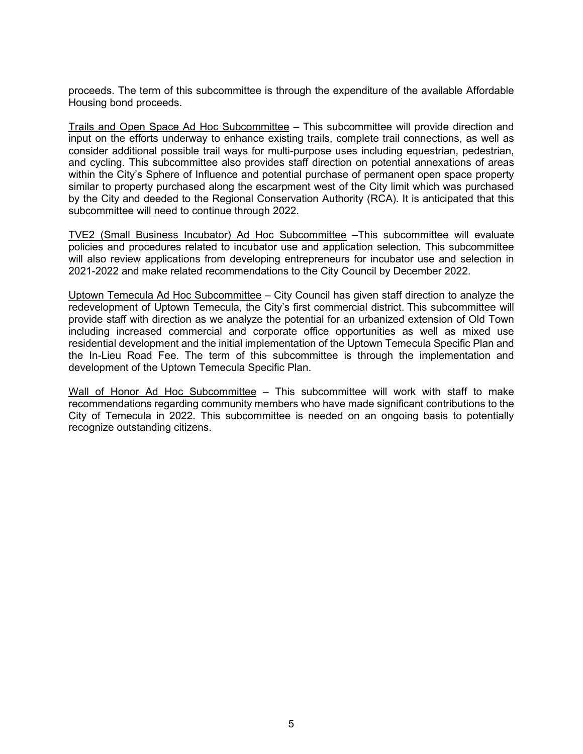proceeds. The term of this subcommittee is through the expenditure of the available Affordable Housing bond proceeds.

<u>Trails and Open Space Ad Hoc Subcommittee</u> – This subcommittee will provide direction and input on the efforts underway to enhance existing trails, complete trail connections, as well as consider additional possible trail ways for multi-purpose uses including equestrian, pedestrian, and cycling. This subcommittee also provides staff direction on potential annexations of areas within the City's Sphere of Influence and potential purchase of permanent open space property similar to property purchased along the escarpment west of the City limit which was purchased by the City and deeded to the Regional Conservation Authority (RCA). It is anticipated that this subcommittee will need to continue through 2022.

<u>TVE2 (Small Business Incubator) Ad Hoc Subcommittee</u> –This subcommittee will evaluate policies and procedures related to incubator use and application selection. This subcommittee will also review applications from developing entrepreneurs for incubator use and selection in 2021-2022 and make related recommendations to the City Council by December 2022.

<u>Uptown Temecula Ad Hoc Subcommittee</u> – City Council has given staff direction to analyze the redevelopment of Uptown Temecula, the City's first commercial district. This subcommittee will provide staff with direction as we analyze the potential for an urbanized extension of Old Town including increased commercial and corporate office opportunities as well as mixed use residential development and the initial implementation of the Uptown Temecula Specific Plan and the In-Lieu Road Fee. The term of this subcommittee is through the implementation and development of the Uptown Temecula Specific Plan.

<u>Wall of Honor Ad Hoc Subcommittee</u> – This subcommittee will work with staff to make recommendations regarding community members who have made significant contributions to the City of Temecula in 2022. This subcommittee is needed on an ongoing basis to potentially recognize outstanding citizens.